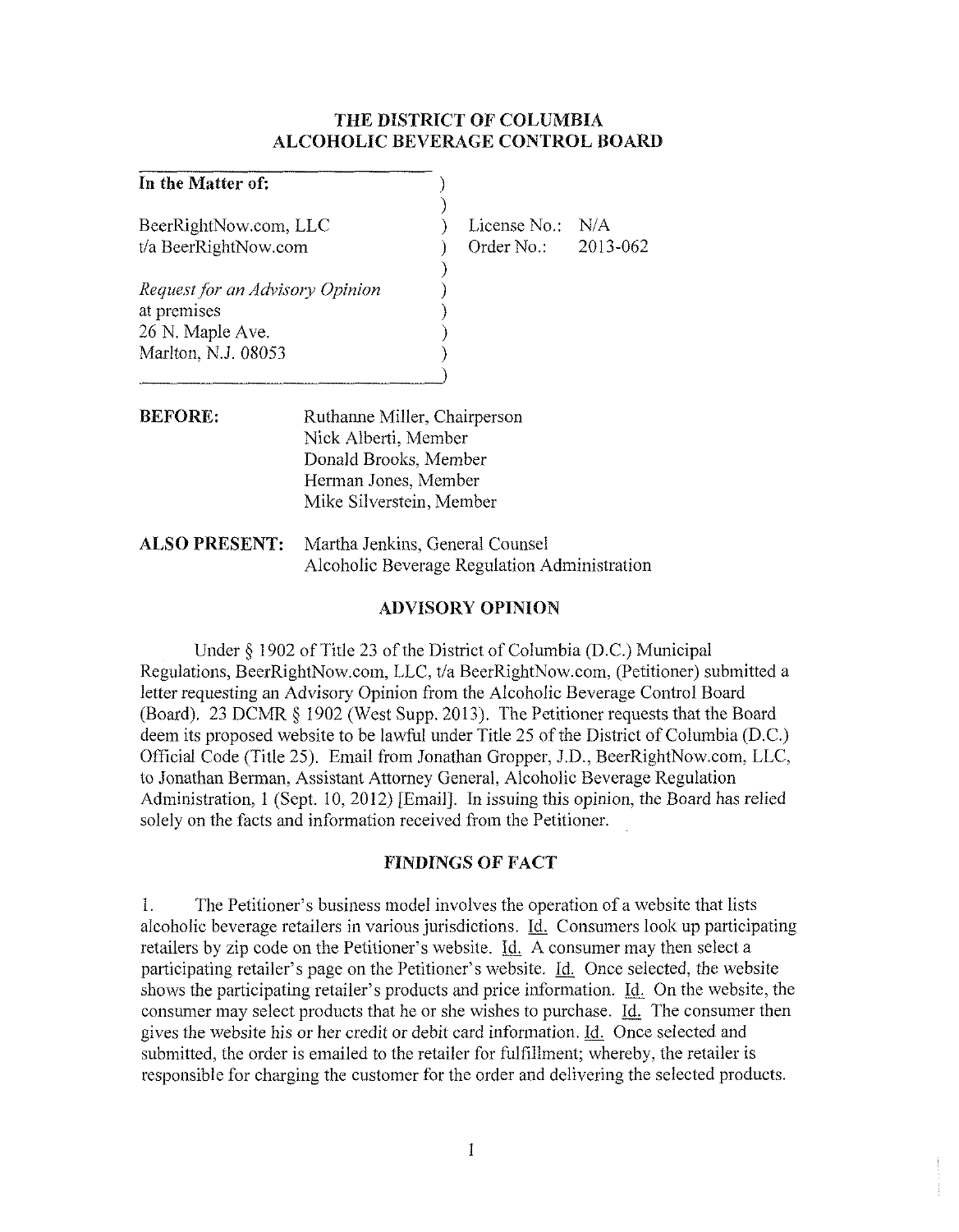# THE DISTRICT OF COLUMBIA
# ALCOHOLIC BEVERAGE CONTROL BOARD

| | |
|---|---|
| **In the Matter of:** | |
| BeerRightNow.com, LLC | License No.: N/A |
| t/a BeerRightNow.com | Order No.: 2013-062 |
| *Request for an Advisory Opinion* | |
| at premises | |
| 26 N. Maple Ave. | |
| Marlton, N.J. 08053 | |

**BEFORE:** Ruthanne Miller, Chairperson
Nick Alberti, Member
Donald Brooks, Member
Herman Jones, Member
Mike Silverstein, Member

**ALSO PRESENT:** Martha Jenkins, General Counsel
Alcoholic Beverage Regulation Administration

## ADVISORY OPINION

Under § 1902 of Title 23 of the District of Columbia (D.C.) Municipal Regulations, BeerRightNow.com, LLC, t/a BeerRightNow.com, (Petitioner) submitted a letter requesting an Advisory Opinion from the Alcoholic Beverage Control Board (Board). 23 DCMR § 1902 (West Supp. 2013). The Petitioner requests that the Board deem its proposed website to be lawful under Title 25 of the District of Columbia (D.C.) Official Code (Title 25). Email from Jonathan Gropper, J.D., BeerRightNow.com, LLC, to Jonathan Berman, Assistant Attorney General, Alcoholic Beverage Regulation Administration, 1 (Sept. 10, 2012) [Email]. In issuing this opinion, the Board has relied solely on the facts and information received from the Petitioner.

## FINDINGS OF FACT

1. The Petitioner's business model involves the operation of a website that lists alcoholic beverage retailers in various jurisdictions. Id. Consumers look up participating retailers by zip code on the Petitioner's website. Id. A consumer may then select a participating retailer's page on the Petitioner's website. Id. Once selected, the website shows the participating retailer's products and price information. Id. On the website, the consumer may select products that he or she wishes to purchase. Id. The consumer then gives the website his or her credit or debit card information. Id. Once selected and submitted, the order is emailed to the retailer for fulfillment; whereby, the retailer is responsible for charging the customer for the order and delivering the selected products.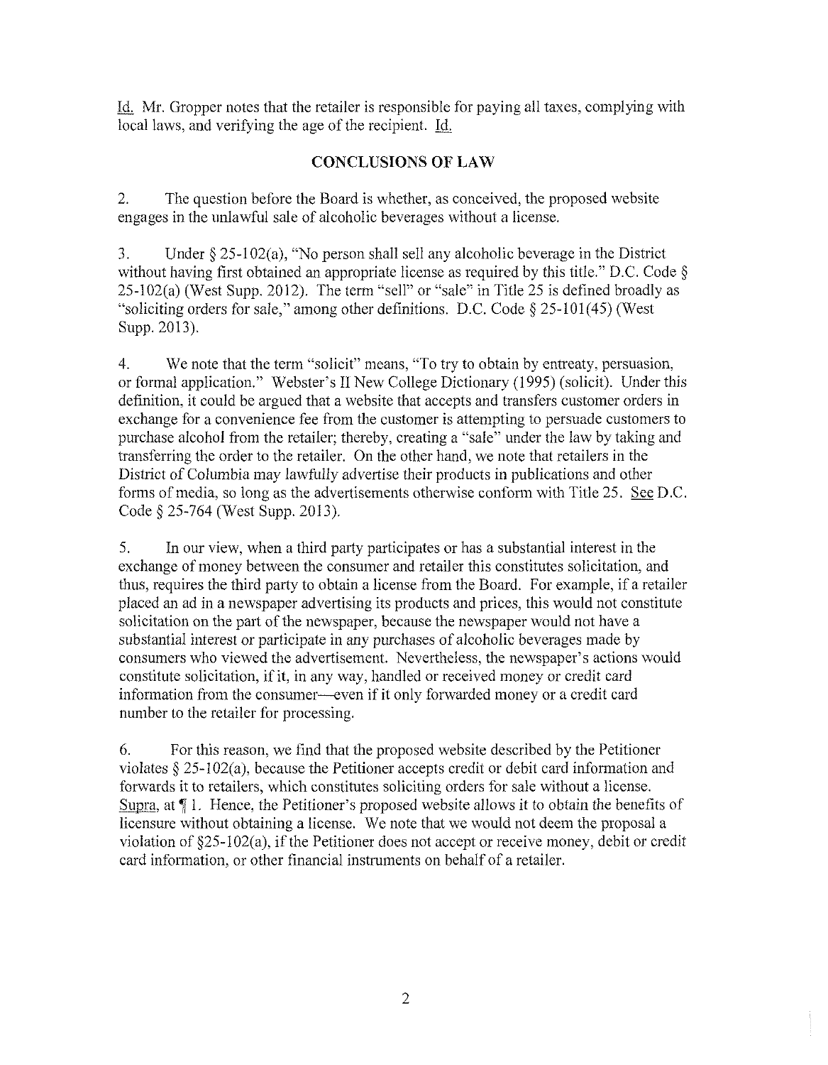Id. Mr. Gropper notes that the retailer is responsible for paying all taxes, complying with local laws, and verifying the age of the recipient. Id.

## CONCLUSIONS OF LAW

2. The question before the Board is whether, as conceived, the proposed website engages in the unlawful sale of alcoholic beverages without a license.

3. Under § 25-102(a), "No person shall sell any alcoholic beverage in the District without having first obtained an appropriate license as required by this title." D.C. Code § 25-102(a) (West Supp. 2012). The term "sell" or "sale" in Title 25 is defined broadly as "soliciting orders for sale," among other definitions. D.C. Code § 25-101(45) (West Supp. 2013).

4. We note that the term "solicit" means, "To try to obtain by entreaty, persuasion, or formal application." Webster's II New College Dictionary (1995) (solicit). Under this definition, it could be argued that a website that accepts and transfers customer orders in exchange for a convenience fee from the customer is attempting to persuade customers to purchase alcohol from the retailer; thereby, creating a "sale" under the law by taking and transferring the order to the retailer. On the other hand, we note that retailers in the District of Columbia may lawfully advertise their products in publications and other forms of media, so long as the advertisements otherwise conform with Title 25. See D.C. Code § 25-764 (West Supp. 2013).

5. In our view, when a third party participates or has a substantial interest in the exchange of money between the consumer and retailer this constitutes solicitation, and thus, requires the third party to obtain a license from the Board. For example, if a retailer placed an ad in a newspaper advertising its products and prices, this would not constitute solicitation on the part of the newspaper, because the newspaper would not have a substantial interest or participate in any purchases of alcoholic beverages made by consumers who viewed the advertisement. Nevertheless, the newspaper's actions would constitute solicitation, if it, in any way, handled or received money or credit card information from the consumer—even if it only forwarded money or a credit card number to the retailer for processing.

6. For this reason, we find that the proposed website described by the Petitioner violates § 25-102(a), because the Petitioner accepts credit or debit card information and forwards it to retailers, which constitutes soliciting orders for sale without a license. Supra, at ¶ 1. Hence, the Petitioner's proposed website allows it to obtain the benefits of licensure without obtaining a license. We note that we would not deem the proposal a violation of §25-102(a), if the Petitioner does not accept or receive money, debit or credit card information, or other financial instruments on behalf of a retailer.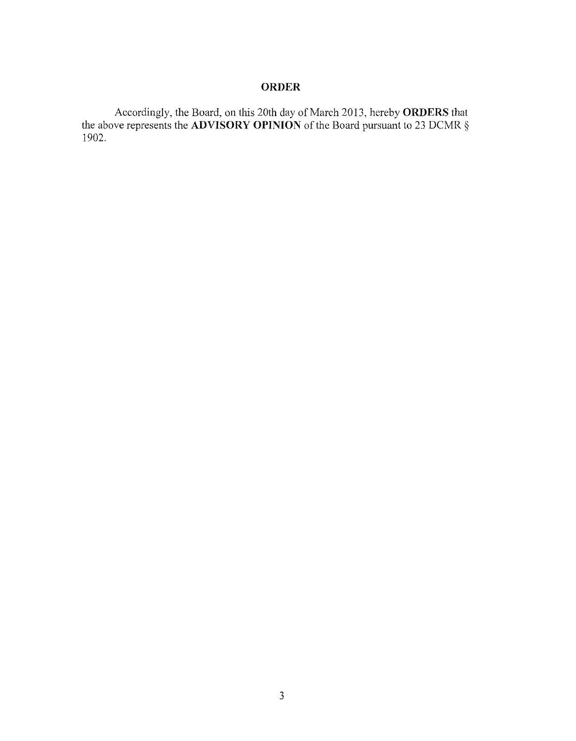## ORDER

Accordingly, the Board, on this 20th day of March 2013, hereby **ORDERS** that the above represents the **ADVISORY OPINION** of the Board pursuant to 23 DCMR § 1902.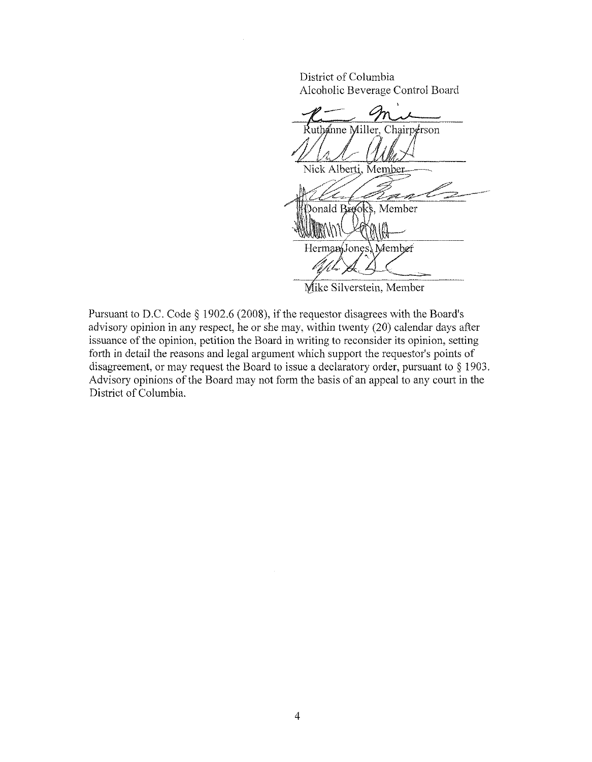District of Columbia
Alcoholic Beverage Control Board

Ruthanne Miller, Chairperson

Nick Alberti, Member

Donald Brooks, Member

Herman Jones, Member

Mike Silverstein, Member

Pursuant to D.C. Code § 1902.6 (2008), if the requestor disagrees with the Board's advisory opinion in any respect, he or she may, within twenty (20) calendar days after issuance of the opinion, petition the Board in writing to reconsider its opinion, setting forth in detail the reasons and legal argument which support the requestor's points of disagreement, or may request the Board to issue a declaratory order, pursuant to § 1903. Advisory opinions of the Board may not form the basis of an appeal to any court in the District of Columbia.